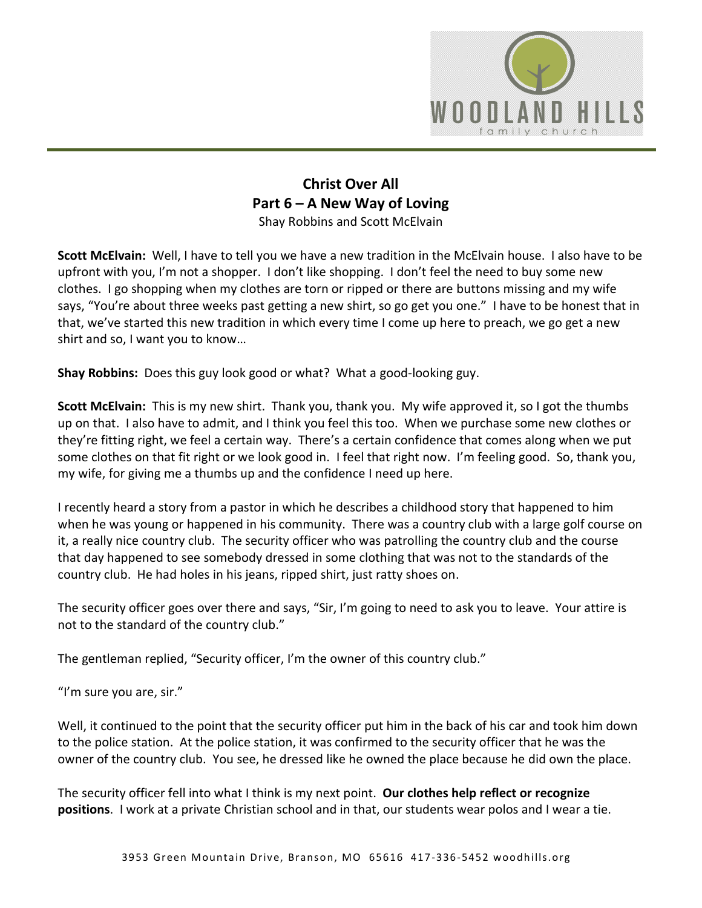# Christ Over All
## Part 6 – A New Way of Loving
Shay Robbins and Scott McElvain

**Scott McElvain:** Well, I have to tell you we have a new tradition in the McElvain house. I also have to be upfront with you, I'm not a shopper. I don't like shopping. I don't feel the need to buy some new clothes. I go shopping when my clothes are torn or ripped or there are buttons missing and my wife says, "You're about three weeks past getting a new shirt, so go get you one." I have to be honest that in that, we've started this new tradition in which every time I come up here to preach, we go get a new shirt and so, I want you to know…

**Shay Robbins:** Does this guy look good or what? What a good-looking guy.

**Scott McElvain:** This is my new shirt. Thank you, thank you. My wife approved it, so I got the thumbs up on that. I also have to admit, and I think you feel this too. When we purchase some new clothes or they're fitting right, we feel a certain way. There's a certain confidence that comes along when we put some clothes on that fit right or we look good in. I feel that right now. I'm feeling good. So, thank you, my wife, for giving me a thumbs up and the confidence I need up here.

I recently heard a story from a pastor in which he describes a childhood story that happened to him when he was young or happened in his community. There was a country club with a large golf course on it, a really nice country club. The security officer who was patrolling the country club and the course that day happened to see somebody dressed in some clothing that was not to the standards of the country club. He had holes in his jeans, ripped shirt, just ratty shoes on.

The security officer goes over there and says, "Sir, I'm going to need to ask you to leave. Your attire is not to the standard of the country club."

The gentleman replied, "Security officer, I'm the owner of this country club."

"I'm sure you are, sir."

Well, it continued to the point that the security officer put him in the back of his car and took him down to the police station. At the police station, it was confirmed to the security officer that he was the owner of the country club. You see, he dressed like he owned the place because he did own the place.

The security officer fell into what I think is my next point. **Our clothes help reflect or recognize positions**. I work at a private Christian school and in that, our students wear polos and I wear a tie.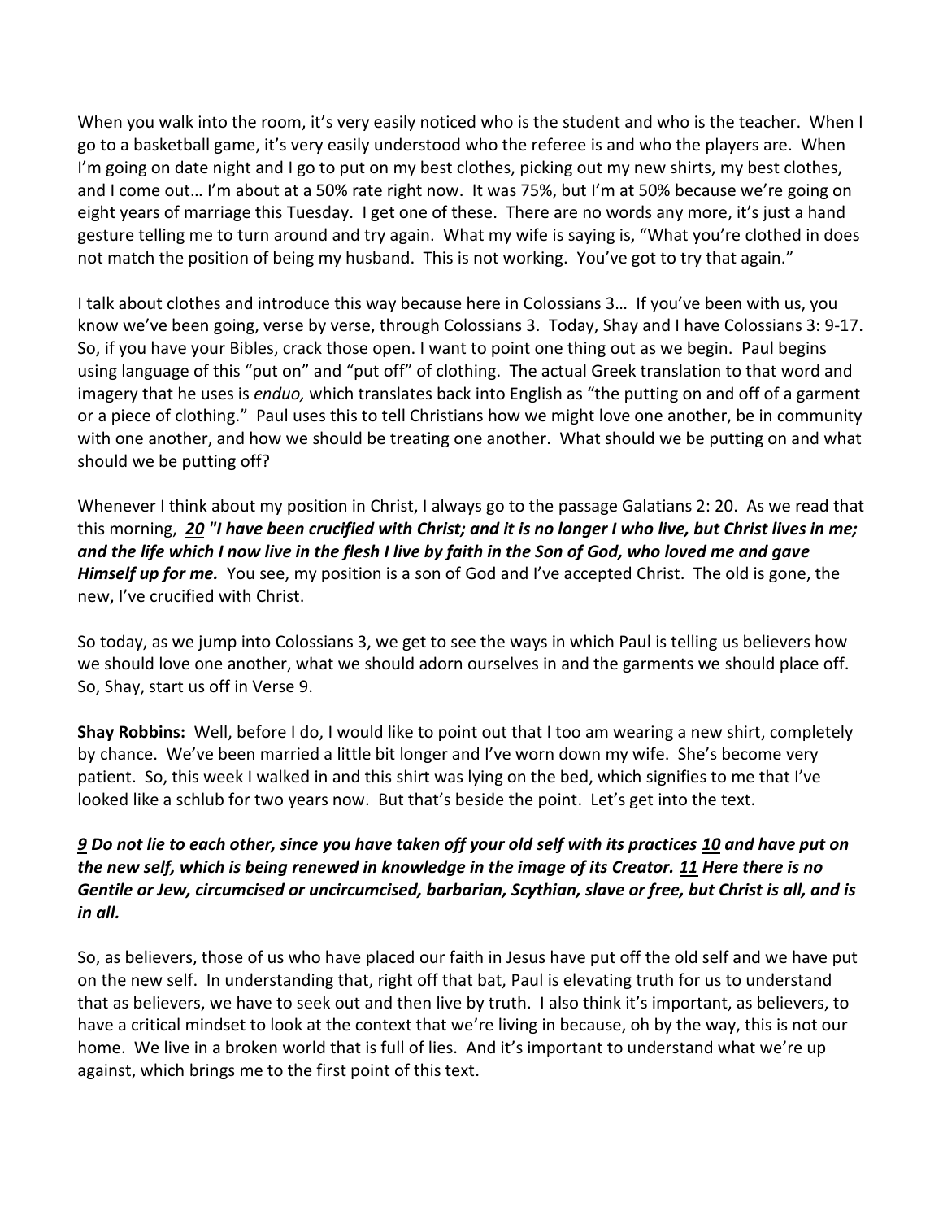When you walk into the room, it's very easily noticed who is the student and who is the teacher. When I go to a basketball game, it's very easily understood who the referee is and who the players are. When I'm going on date night and I go to put on my best clothes, picking out my new shirts, my best clothes, and I come out… I'm about at a 50% rate right now. It was 75%, but I'm at 50% because we're going on eight years of marriage this Tuesday. I get one of these. There are no words any more, it's just a hand gesture telling me to turn around and try again. What my wife is saying is, "What you're clothed in does not match the position of being my husband. This is not working. You've got to try that again."

I talk about clothes and introduce this way because here in Colossians 3… If you've been with us, you know we've been going, verse by verse, through Colossians 3. Today, Shay and I have Colossians 3: 9-17. So, if you have your Bibles, crack those open. I want to point one thing out as we begin. Paul begins using language of this "put on" and "put off" of clothing. The actual Greek translation to that word and imagery that he uses is *enduo,* which translates back into English as "the putting on and off of a garment or a piece of clothing." Paul uses this to tell Christians how we might love one another, be in community with one another, and how we should be treating one another. What should we be putting on and what should we be putting off?

Whenever I think about my position in Christ, I always go to the passage Galatians 2: 20. As we read that this morning, ***20 "I have been crucified with Christ; and it is no longer I who live, but Christ lives in me; and the life which I now live in the flesh I live by faith in the Son of God, who loved me and gave Himself up for me.*** You see, my position is a son of God and I've accepted Christ. The old is gone, the new, I've crucified with Christ.

So today, as we jump into Colossians 3, we get to see the ways in which Paul is telling us believers how we should love one another, what we should adorn ourselves in and the garments we should place off. So, Shay, start us off in Verse 9.

**Shay Robbins:** Well, before I do, I would like to point out that I too am wearing a new shirt, completely by chance. We've been married a little bit longer and I've worn down my wife. She's become very patient. So, this week I walked in and this shirt was lying on the bed, which signifies to me that I've looked like a schlub for two years now. But that's beside the point. Let's get into the text.

***9 Do not lie to each other, since you have taken off your old self with its practices 10 and have put on the new self, which is being renewed in knowledge in the image of its Creator. 11 Here there is no Gentile or Jew, circumcised or uncircumcised, barbarian, Scythian, slave or free, but Christ is all, and is in all.***

So, as believers, those of us who have placed our faith in Jesus have put off the old self and we have put on the new self. In understanding that, right off that bat, Paul is elevating truth for us to understand that as believers, we have to seek out and then live by truth. I also think it's important, as believers, to have a critical mindset to look at the context that we're living in because, oh by the way, this is not our home. We live in a broken world that is full of lies. And it's important to understand what we're up against, which brings me to the first point of this text.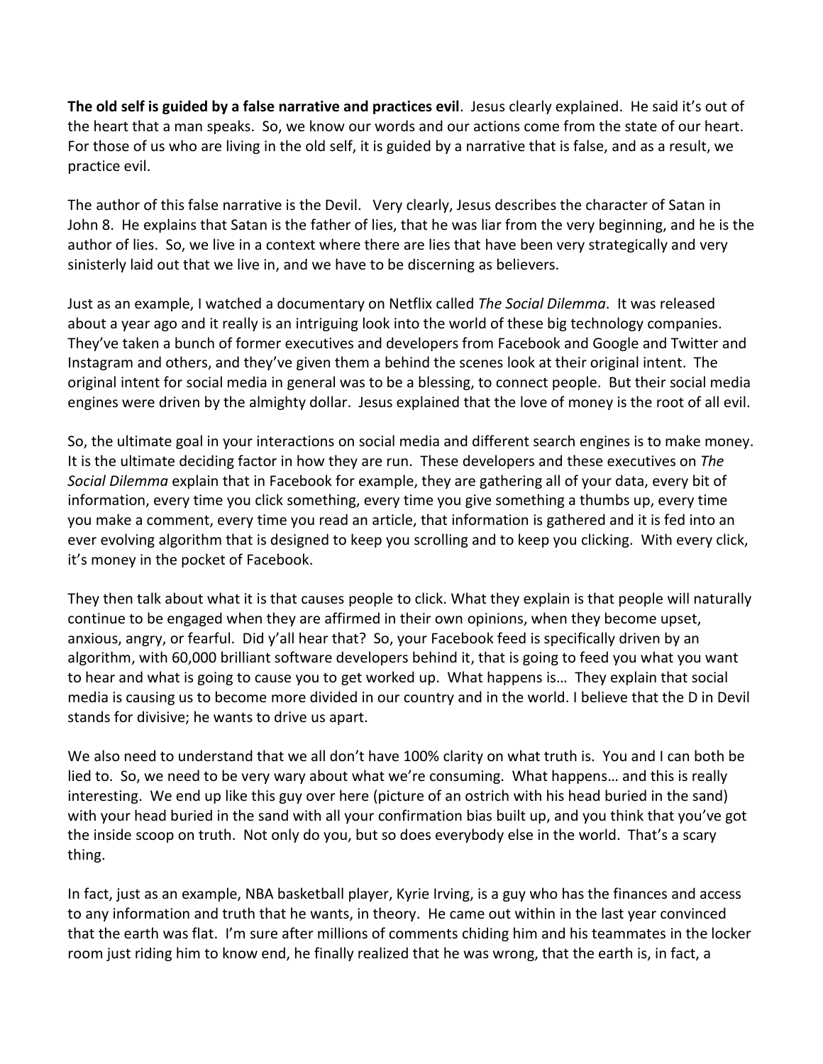**The old self is guided by a false narrative and practices evil**. Jesus clearly explained. He said it's out of the heart that a man speaks. So, we know our words and our actions come from the state of our heart. For those of us who are living in the old self, it is guided by a narrative that is false, and as a result, we practice evil.

The author of this false narrative is the Devil. Very clearly, Jesus describes the character of Satan in John 8. He explains that Satan is the father of lies, that he was liar from the very beginning, and he is the author of lies. So, we live in a context where there are lies that have been very strategically and very sinisterly laid out that we live in, and we have to be discerning as believers.

Just as an example, I watched a documentary on Netflix called *The Social Dilemma*. It was released about a year ago and it really is an intriguing look into the world of these big technology companies. They've taken a bunch of former executives and developers from Facebook and Google and Twitter and Instagram and others, and they've given them a behind the scenes look at their original intent. The original intent for social media in general was to be a blessing, to connect people. But their social media engines were driven by the almighty dollar. Jesus explained that the love of money is the root of all evil.

So, the ultimate goal in your interactions on social media and different search engines is to make money. It is the ultimate deciding factor in how they are run. These developers and these executives on *The Social Dilemma* explain that in Facebook for example, they are gathering all of your data, every bit of information, every time you click something, every time you give something a thumbs up, every time you make a comment, every time you read an article, that information is gathered and it is fed into an ever evolving algorithm that is designed to keep you scrolling and to keep you clicking. With every click, it's money in the pocket of Facebook.

They then talk about what it is that causes people to click. What they explain is that people will naturally continue to be engaged when they are affirmed in their own opinions, when they become upset, anxious, angry, or fearful. Did y'all hear that? So, your Facebook feed is specifically driven by an algorithm, with 60,000 brilliant software developers behind it, that is going to feed you what you want to hear and what is going to cause you to get worked up. What happens is… They explain that social media is causing us to become more divided in our country and in the world. I believe that the D in Devil stands for divisive; he wants to drive us apart.

We also need to understand that we all don't have 100% clarity on what truth is. You and I can both be lied to. So, we need to be very wary about what we're consuming. What happens… and this is really interesting. We end up like this guy over here (picture of an ostrich with his head buried in the sand) with your head buried in the sand with all your confirmation bias built up, and you think that you've got the inside scoop on truth. Not only do you, but so does everybody else in the world. That's a scary thing.

In fact, just as an example, NBA basketball player, Kyrie Irving, is a guy who has the finances and access to any information and truth that he wants, in theory. He came out within in the last year convinced that the earth was flat. I'm sure after millions of comments chiding him and his teammates in the locker room just riding him to know end, he finally realized that he was wrong, that the earth is, in fact, a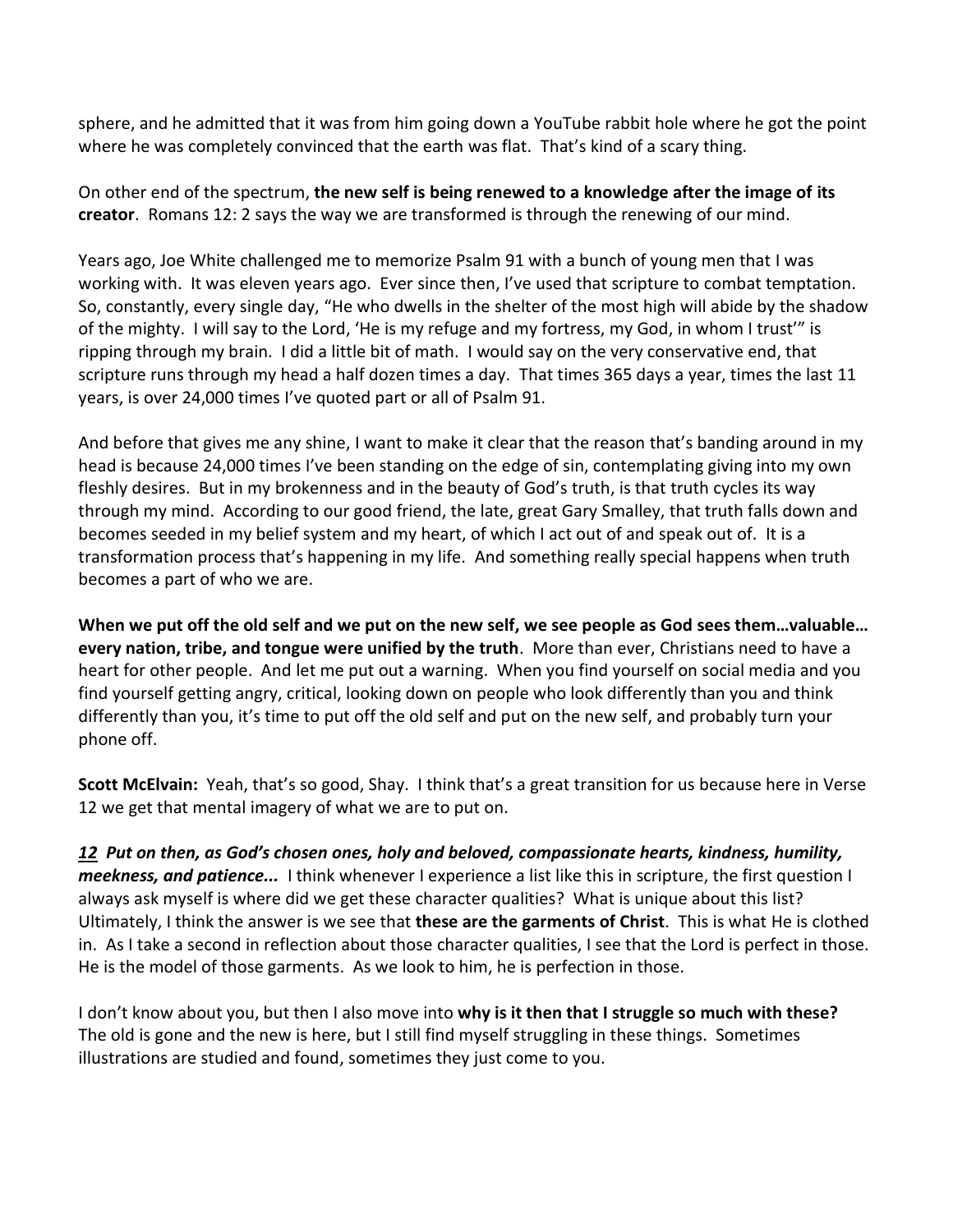sphere, and he admitted that it was from him going down a YouTube rabbit hole where he got the point where he was completely convinced that the earth was flat. That's kind of a scary thing.

On other end of the spectrum, **the new self is being renewed to a knowledge after the image of its creator**. Romans 12: 2 says the way we are transformed is through the renewing of our mind.

Years ago, Joe White challenged me to memorize Psalm 91 with a bunch of young men that I was working with. It was eleven years ago. Ever since then, I've used that scripture to combat temptation. So, constantly, every single day, "He who dwells in the shelter of the most high will abide by the shadow of the mighty. I will say to the Lord, 'He is my refuge and my fortress, my God, in whom I trust'" is ripping through my brain. I did a little bit of math. I would say on the very conservative end, that scripture runs through my head a half dozen times a day. That times 365 days a year, times the last 11 years, is over 24,000 times I've quoted part or all of Psalm 91.

And before that gives me any shine, I want to make it clear that the reason that's banding around in my head is because 24,000 times I've been standing on the edge of sin, contemplating giving into my own fleshly desires. But in my brokenness and in the beauty of God's truth, is that truth cycles its way through my mind. According to our good friend, the late, great Gary Smalley, that truth falls down and becomes seeded in my belief system and my heart, of which I act out of and speak out of. It is a transformation process that's happening in my life. And something really special happens when truth becomes a part of who we are.

**When we put off the old self and we put on the new self, we see people as God sees them…valuable… every nation, tribe, and tongue were unified by the truth**. More than ever, Christians need to have a heart for other people. And let me put out a warning. When you find yourself on social media and you find yourself getting angry, critical, looking down on people who look differently than you and think differently than you, it's time to put off the old self and put on the new self, and probably turn your phone off.

**Scott McElvain:** Yeah, that's so good, Shay. I think that's a great transition for us because here in Verse 12 we get that mental imagery of what we are to put on.

***12 Put on then, as God's chosen ones, holy and beloved, compassionate hearts, kindness, humility, meekness, and patience...*** I think whenever I experience a list like this in scripture, the first question I always ask myself is where did we get these character qualities? What is unique about this list? Ultimately, I think the answer is we see that **these are the garments of Christ**. This is what He is clothed in. As I take a second in reflection about those character qualities, I see that the Lord is perfect in those. He is the model of those garments. As we look to him, he is perfection in those.

I don't know about you, but then I also move into **why is it then that I struggle so much with these?** The old is gone and the new is here, but I still find myself struggling in these things. Sometimes illustrations are studied and found, sometimes they just come to you.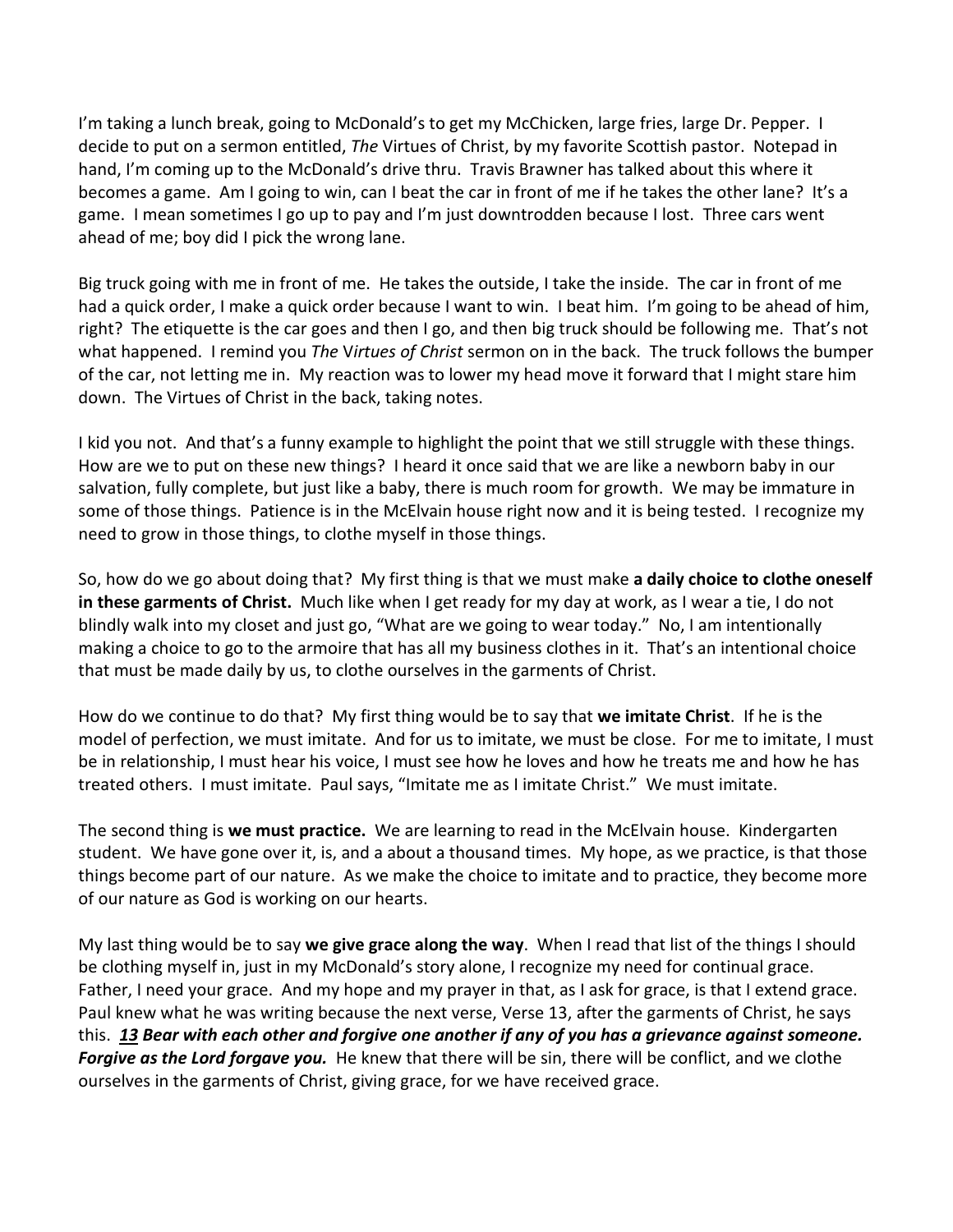I'm taking a lunch break, going to McDonald's to get my McChicken, large fries, large Dr. Pepper. I decide to put on a sermon entitled, *The* Virtues of Christ, by my favorite Scottish pastor. Notepad in hand, I'm coming up to the McDonald's drive thru. Travis Brawner has talked about this where it becomes a game. Am I going to win, can I beat the car in front of me if he takes the other lane? It's a game. I mean sometimes I go up to pay and I'm just downtrodden because I lost. Three cars went ahead of me; boy did I pick the wrong lane.

Big truck going with me in front of me. He takes the outside, I take the inside. The car in front of me had a quick order, I make a quick order because I want to win. I beat him. I'm going to be ahead of him, right? The etiquette is the car goes and then I go, and then big truck should be following me. That's not what happened. I remind you *The Virtues of Christ* sermon on in the back. The truck follows the bumper of the car, not letting me in. My reaction was to lower my head move it forward that I might stare him down. The Virtues of Christ in the back, taking notes.

I kid you not. And that's a funny example to highlight the point that we still struggle with these things. How are we to put on these new things? I heard it once said that we are like a newborn baby in our salvation, fully complete, but just like a baby, there is much room for growth. We may be immature in some of those things. Patience is in the McElvain house right now and it is being tested. I recognize my need to grow in those things, to clothe myself in those things.

So, how do we go about doing that? My first thing is that we must make **a daily choice to clothe oneself in these garments of Christ.** Much like when I get ready for my day at work, as I wear a tie, I do not blindly walk into my closet and just go, "What are we going to wear today." No, I am intentionally making a choice to go to the armoire that has all my business clothes in it. That's an intentional choice that must be made daily by us, to clothe ourselves in the garments of Christ.

How do we continue to do that? My first thing would be to say that **we imitate Christ**. If he is the model of perfection, we must imitate. And for us to imitate, we must be close. For me to imitate, I must be in relationship, I must hear his voice, I must see how he loves and how he treats me and how he has treated others. I must imitate. Paul says, "Imitate me as I imitate Christ." We must imitate.

The second thing is **we must practice.** We are learning to read in the McElvain house. Kindergarten student. We have gone over it, is, and a about a thousand times. My hope, as we practice, is that those things become part of our nature. As we make the choice to imitate and to practice, they become more of our nature as God is working on our hearts.

My last thing would be to say **we give grace along the way**. When I read that list of the things I should be clothing myself in, just in my McDonald's story alone, I recognize my need for continual grace. Father, I need your grace. And my hope and my prayer in that, as I ask for grace, is that I extend grace. Paul knew what he was writing because the next verse, Verse 13, after the garments of Christ, he says this. ***13 Bear with each other and forgive one another if any of you has a grievance against someone. Forgive as the Lord forgave you.*** He knew that there will be sin, there will be conflict, and we clothe ourselves in the garments of Christ, giving grace, for we have received grace.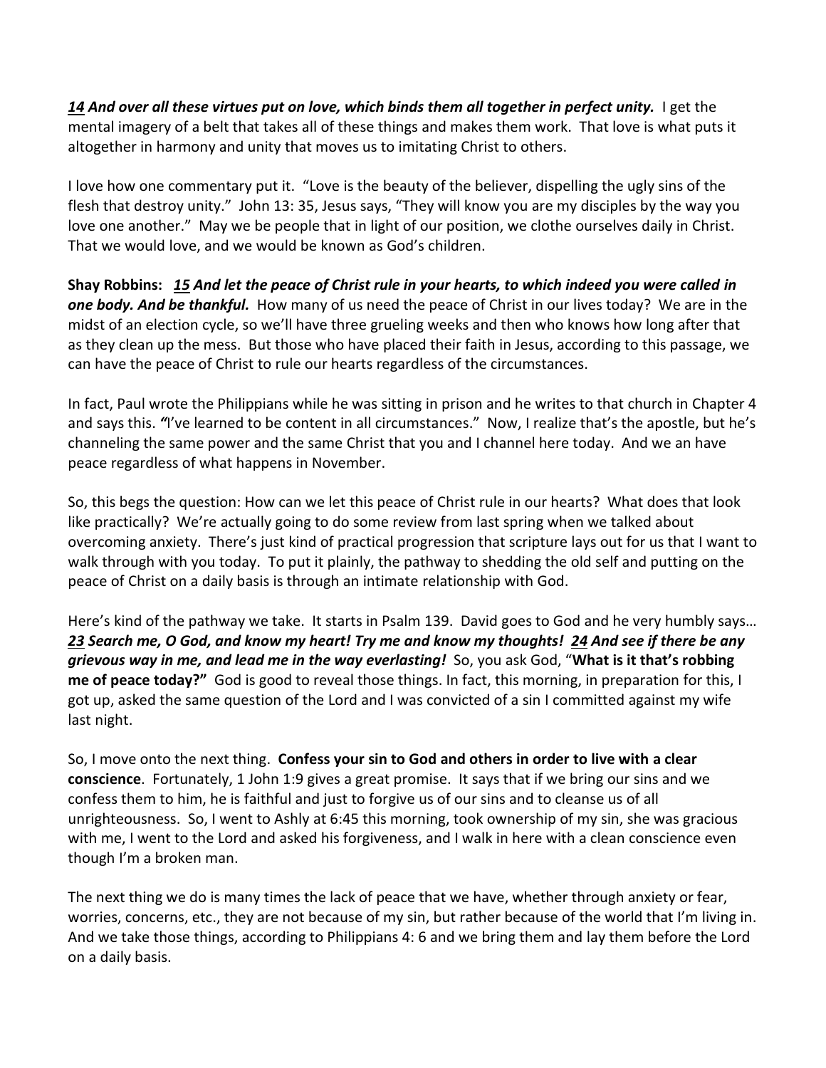***14* And over all these virtues put on love, which binds them all together in perfect unity.** I get the mental imagery of a belt that takes all of these things and makes them work. That love is what puts it altogether in harmony and unity that moves us to imitating Christ to others.

I love how one commentary put it. "Love is the beauty of the believer, dispelling the ugly sins of the flesh that destroy unity." John 13: 35, Jesus says, "They will know you are my disciples by the way you love one another." May we be people that in light of our position, we clothe ourselves daily in Christ. That we would love, and we would be known as God's children.

**Shay Robbins:** ***15* And let the peace of Christ rule in your hearts, to which indeed you were called in one body. And be thankful.** How many of us need the peace of Christ in our lives today? We are in the midst of an election cycle, so we'll have three grueling weeks and then who knows how long after that as they clean up the mess. But those who have placed their faith in Jesus, according to this passage, we can have the peace of Christ to rule our hearts regardless of the circumstances.

In fact, Paul wrote the Philippians while he was sitting in prison and he writes to that church in Chapter 4 and says this. *"*I've learned to be content in all circumstances." Now, I realize that's the apostle, but he's channeling the same power and the same Christ that you and I channel here today. And we an have peace regardless of what happens in November.

So, this begs the question: How can we let this peace of Christ rule in our hearts? What does that look like practically? We're actually going to do some review from last spring when we talked about overcoming anxiety. There's just kind of practical progression that scripture lays out for us that I want to walk through with you today. To put it plainly, the pathway to shedding the old self and putting on the peace of Christ on a daily basis is through an intimate relationship with God.

Here's kind of the pathway we take. It starts in Psalm 139. David goes to God and he very humbly says… ***23* Search me, O God, and know my heart! Try me and know my thoughts! *24* And see if there be any grievous way in me, and lead me in the way everlasting!** So, you ask God, "**What is it that's robbing me of peace today?"** God is good to reveal those things. In fact, this morning, in preparation for this, I got up, asked the same question of the Lord and I was convicted of a sin I committed against my wife last night.

So, I move onto the next thing. **Confess your sin to God and others in order to live with a clear conscience**. Fortunately, 1 John 1:9 gives a great promise. It says that if we bring our sins and we confess them to him, he is faithful and just to forgive us of our sins and to cleanse us of all unrighteousness. So, I went to Ashly at 6:45 this morning, took ownership of my sin, she was gracious with me, I went to the Lord and asked his forgiveness, and I walk in here with a clean conscience even though I'm a broken man.

The next thing we do is many times the lack of peace that we have, whether through anxiety or fear, worries, concerns, etc., they are not because of my sin, but rather because of the world that I'm living in. And we take those things, according to Philippians 4: 6 and we bring them and lay them before the Lord on a daily basis.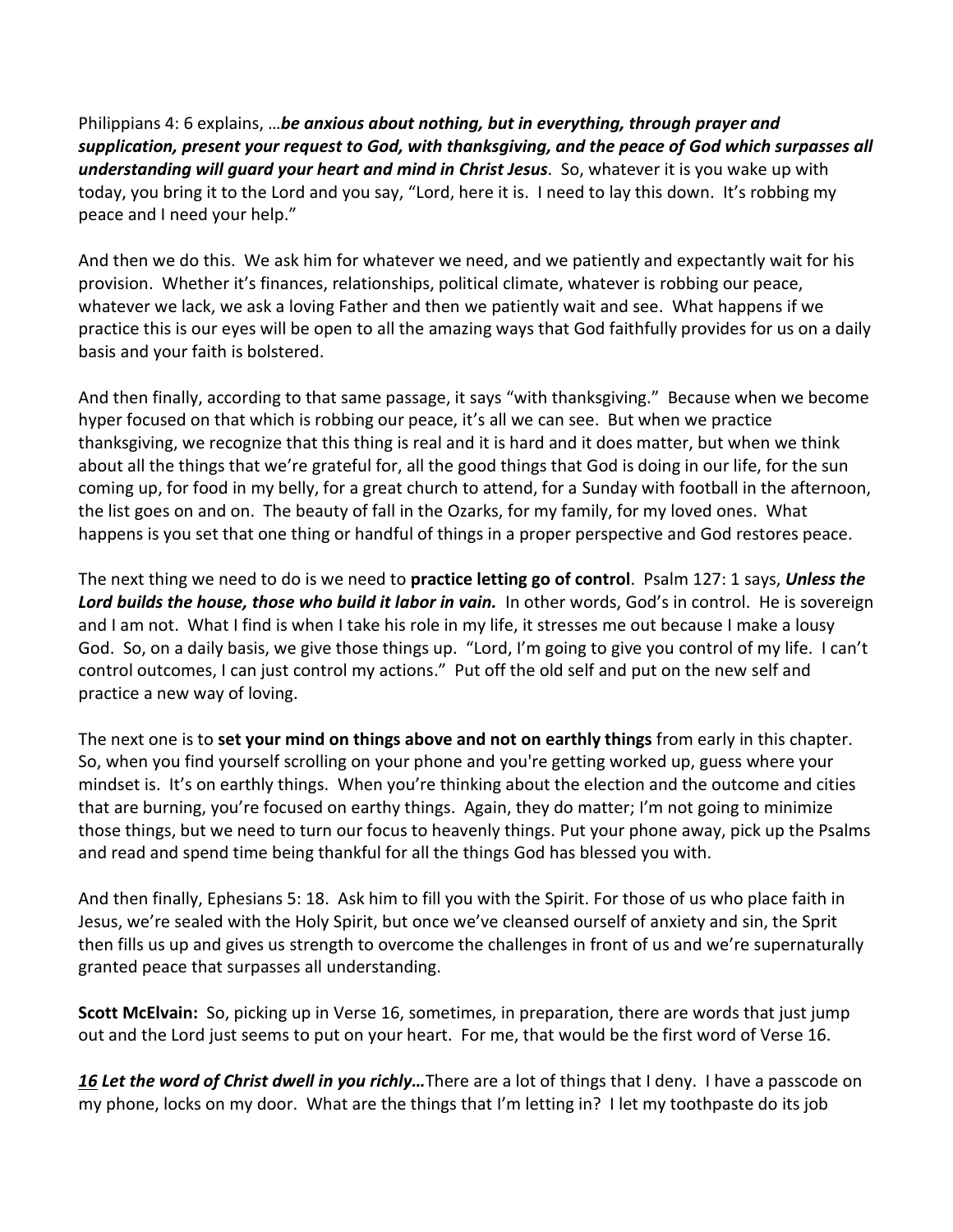Philippians 4: 6 explains, …***be anxious about nothing, but in everything, through prayer and supplication, present your request to God, with thanksgiving, and the peace of God which surpasses all understanding will guard your heart and mind in Christ Jesus***. So, whatever it is you wake up with today, you bring it to the Lord and you say, "Lord, here it is. I need to lay this down. It's robbing my peace and I need your help."

And then we do this. We ask him for whatever we need, and we patiently and expectantly wait for his provision. Whether it's finances, relationships, political climate, whatever is robbing our peace, whatever we lack, we ask a loving Father and then we patiently wait and see. What happens if we practice this is our eyes will be open to all the amazing ways that God faithfully provides for us on a daily basis and your faith is bolstered.

And then finally, according to that same passage, it says "with thanksgiving." Because when we become hyper focused on that which is robbing our peace, it's all we can see. But when we practice thanksgiving, we recognize that this thing is real and it is hard and it does matter, but when we think about all the things that we're grateful for, all the good things that God is doing in our life, for the sun coming up, for food in my belly, for a great church to attend, for a Sunday with football in the afternoon, the list goes on and on. The beauty of fall in the Ozarks, for my family, for my loved ones. What happens is you set that one thing or handful of things in a proper perspective and God restores peace.

The next thing we need to do is we need to **practice letting go of control**. Psalm 127: 1 says, ***Unless the Lord builds the house, those who build it labor in vain.*** In other words, God's in control. He is sovereign and I am not. What I find is when I take his role in my life, it stresses me out because I make a lousy God. So, on a daily basis, we give those things up. "Lord, I'm going to give you control of my life. I can't control outcomes, I can just control my actions." Put off the old self and put on the new self and practice a new way of loving.

The next one is to **set your mind on things above and not on earthly things** from early in this chapter. So, when you find yourself scrolling on your phone and you're getting worked up, guess where your mindset is. It's on earthly things. When you're thinking about the election and the outcome and cities that are burning, you're focused on earthy things. Again, they do matter; I'm not going to minimize those things, but we need to turn our focus to heavenly things. Put your phone away, pick up the Psalms and read and spend time being thankful for all the things God has blessed you with.

And then finally, Ephesians 5: 18. Ask him to fill you with the Spirit. For those of us who place faith in Jesus, we're sealed with the Holy Spirit, but once we've cleansed ourself of anxiety and sin, the Sprit then fills us up and gives us strength to overcome the challenges in front of us and we're supernaturally granted peace that surpasses all understanding.

**Scott McElvain:** So, picking up in Verse 16, sometimes, in preparation, there are words that just jump out and the Lord just seems to put on your heart. For me, that would be the first word of Verse 16.

***16 Let the word of Christ dwell in you richly…*** There are a lot of things that I deny. I have a passcode on my phone, locks on my door. What are the things that I'm letting in? I let my toothpaste do its job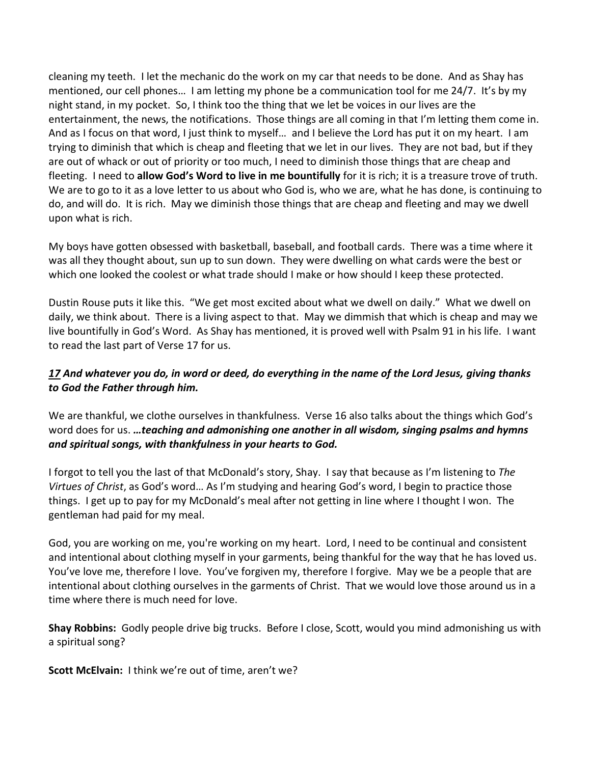cleaning my teeth. I let the mechanic do the work on my car that needs to be done. And as Shay has mentioned, our cell phones… I am letting my phone be a communication tool for me 24/7. It's by my night stand, in my pocket. So, I think too the thing that we let be voices in our lives are the entertainment, the news, the notifications. Those things are all coming in that I'm letting them come in. And as I focus on that word, I just think to myself… and I believe the Lord has put it on my heart. I am trying to diminish that which is cheap and fleeting that we let in our lives. They are not bad, but if they are out of whack or out of priority or too much, I need to diminish those things that are cheap and fleeting. I need to **allow God's Word to live in me bountifully** for it is rich; it is a treasure trove of truth. We are to go to it as a love letter to us about who God is, who we are, what he has done, is continuing to do, and will do. It is rich. May we diminish those things that are cheap and fleeting and may we dwell upon what is rich.

My boys have gotten obsessed with basketball, baseball, and football cards. There was a time where it was all they thought about, sun up to sun down. They were dwelling on what cards were the best or which one looked the coolest or what trade should I make or how should I keep these protected.

Dustin Rouse puts it like this. "We get most excited about what we dwell on daily." What we dwell on daily, we think about. There is a living aspect to that. May we dimmish that which is cheap and may we live bountifully in God's Word. As Shay has mentioned, it is proved well with Psalm 91 in his life. I want to read the last part of Verse 17 for us.

***17 And whatever you do, in word or deed, do everything in the name of the Lord Jesus, giving thanks to God the Father through him.***

We are thankful, we clothe ourselves in thankfulness. Verse 16 also talks about the things which God's word does for us. ***…teaching and admonishing one another in all wisdom, singing psalms and hymns and spiritual songs, with thankfulness in your hearts to God.***

I forgot to tell you the last of that McDonald's story, Shay. I say that because as I'm listening to *The Virtues of Christ*, as God's word… As I'm studying and hearing God's word, I begin to practice those things. I get up to pay for my McDonald's meal after not getting in line where I thought I won. The gentleman had paid for my meal.

God, you are working on me, you're working on my heart. Lord, I need to be continual and consistent and intentional about clothing myself in your garments, being thankful for the way that he has loved us. You've love me, therefore I love. You've forgiven my, therefore I forgive. May we be a people that are intentional about clothing ourselves in the garments of Christ. That we would love those around us in a time where there is much need for love.

**Shay Robbins:** Godly people drive big trucks. Before I close, Scott, would you mind admonishing us with a spiritual song?

**Scott McElvain:** I think we're out of time, aren't we?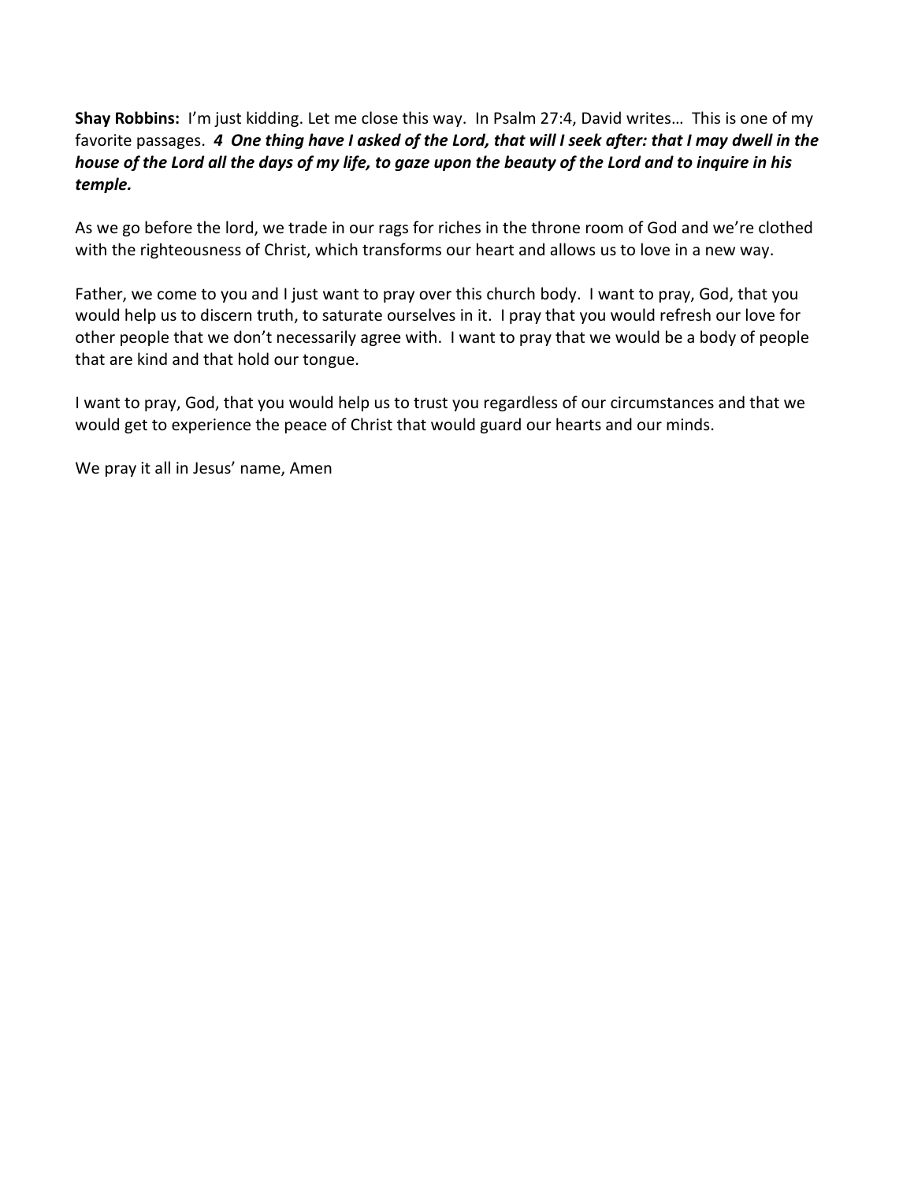**Shay Robbins:** I'm just kidding. Let me close this way. In Psalm 27:4, David writes… This is one of my favorite passages. ***4 One thing have I asked of the Lord, that will I seek after: that I may dwell in the house of the Lord all the days of my life, to gaze upon the beauty of the Lord and to inquire in his temple.***

As we go before the lord, we trade in our rags for riches in the throne room of God and we're clothed with the righteousness of Christ, which transforms our heart and allows us to love in a new way.

Father, we come to you and I just want to pray over this church body. I want to pray, God, that you would help us to discern truth, to saturate ourselves in it. I pray that you would refresh our love for other people that we don't necessarily agree with. I want to pray that we would be a body of people that are kind and that hold our tongue.

I want to pray, God, that you would help us to trust you regardless of our circumstances and that we would get to experience the peace of Christ that would guard our hearts and our minds.

We pray it all in Jesus' name, Amen